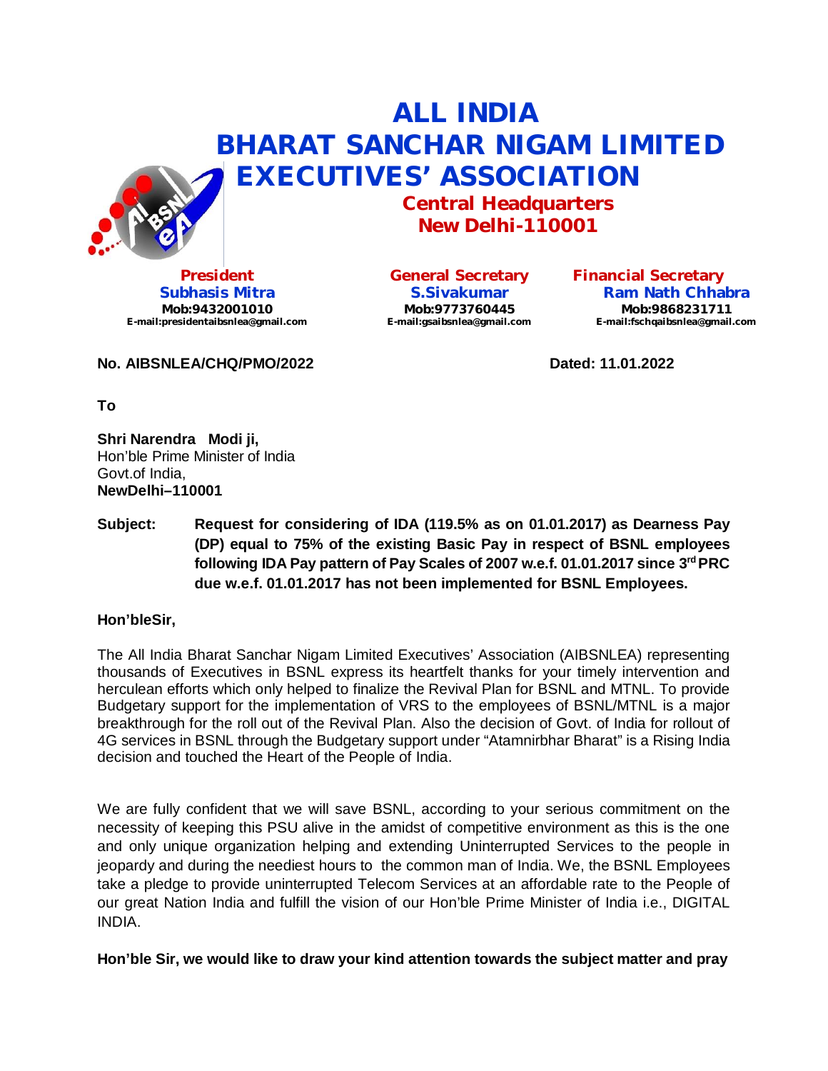# ALL INDIA
# BHARAT SANCHAR NIGAM LIMITED
# EXECUTIVES' ASSOCIATION

**Central Headquarters**
**New Delhi-110001**

| President | General Secretary | Financial Secretary |
|---|---|---|
| Subhasis Mitra | S.Sivakumar | Ram Nath Chhabra |
| Mob:9432001010 | Mob:9773760445 | Mob:9868231711 |
| E-mail:presidentaibsnlea@gmail.com | E-mail:gsaibsnlea@gmail.com | E-mail:fschqaibsnlea@gmail.com |

**No. AIBSNLEA/CHQ/PMO/2022** **Dated: 11.01.2022**

**To**

**Shri Narendra Modi ji,**
Hon'ble Prime Minister of India
Govt.of India,
**NewDelhi–110001**

**Subject:** **Request for considering of IDA (119.5% as on 01.01.2017) as Dearness Pay (DP) equal to 75% of the existing Basic Pay in respect of BSNL employees following IDA Pay pattern of Pay Scales of 2007 w.e.f. 01.01.2017 since 3rd PRC due w.e.f. 01.01.2017 has not been implemented for BSNL Employees.**

**Hon'bleSir,**

The All India Bharat Sanchar Nigam Limited Executives' Association (AIBSNLEA) representing thousands of Executives in BSNL express its heartfelt thanks for your timely intervention and herculean efforts which only helped to finalize the Revival Plan for BSNL and MTNL. To provide Budgetary support for the implementation of VRS to the employees of BSNL/MTNL is a major breakthrough for the roll out of the Revival Plan. Also the decision of Govt. of India for rollout of 4G services in BSNL through the Budgetary support under "Atamnirbhar Bharat" is a Rising India decision and touched the Heart of the People of India.

We are fully confident that we will save BSNL, according to your serious commitment on the necessity of keeping this PSU alive in the amidst of competitive environment as this is the one and only unique organization helping and extending Uninterrupted Services to the people in jeopardy and during the neediest hours to the common man of India. We, the BSNL Employees take a pledge to provide uninterrupted Telecom Services at an affordable rate to the People of our great Nation India and fulfill the vision of our Hon'ble Prime Minister of India i.e., DIGITAL INDIA.

**Hon'ble Sir, we would like to draw your kind attention towards the subject matter and pray**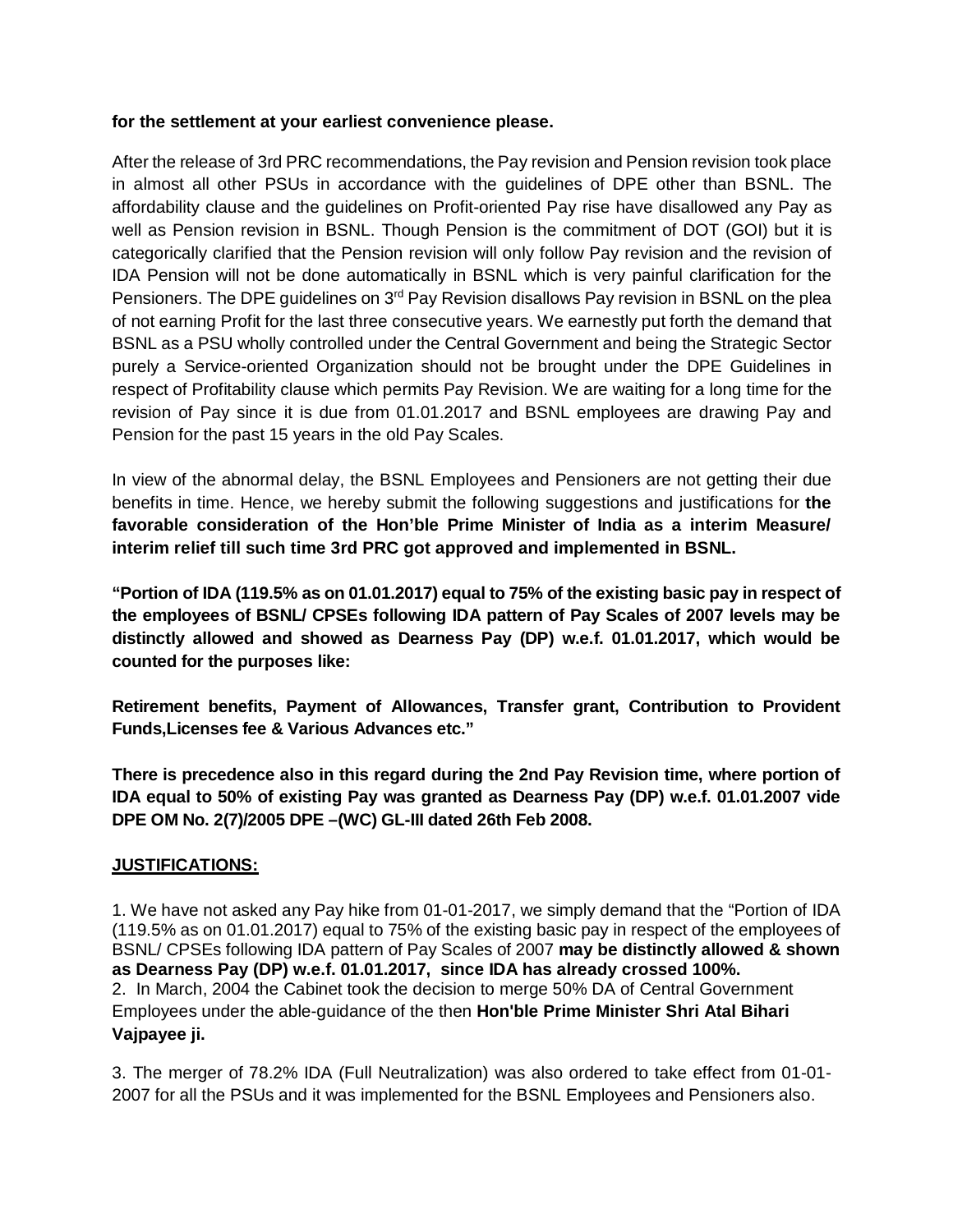**for the settlement at your earliest convenience please.**

After the release of 3rd PRC recommendations, the Pay revision and Pension revision took place in almost all other PSUs in accordance with the guidelines of DPE other than BSNL. The affordability clause and the guidelines on Profit-oriented Pay rise have disallowed any Pay as well as Pension revision in BSNL. Though Pension is the commitment of DOT (GOI) but it is categorically clarified that the Pension revision will only follow Pay revision and the revision of IDA Pension will not be done automatically in BSNL which is very painful clarification for the Pensioners. The DPE guidelines on 3rd Pay Revision disallows Pay revision in BSNL on the plea of not earning Profit for the last three consecutive years. We earnestly put forth the demand that BSNL as a PSU wholly controlled under the Central Government and being the Strategic Sector purely a Service-oriented Organization should not be brought under the DPE Guidelines in respect of Profitability clause which permits Pay Revision. We are waiting for a long time for the revision of Pay since it is due from 01.01.2017 and BSNL employees are drawing Pay and Pension for the past 15 years in the old Pay Scales.

In view of the abnormal delay, the BSNL Employees and Pensioners are not getting their due benefits in time. Hence, we hereby submit the following suggestions and justifications for **the favorable consideration of the Hon'ble Prime Minister of India as a interim Measure/ interim relief till such time 3rd PRC got approved and implemented in BSNL.**

**"Portion of IDA (119.5% as on 01.01.2017) equal to 75% of the existing basic pay in respect of the employees of BSNL/ CPSEs following IDA pattern of Pay Scales of 2007 levels may be distinctly allowed and showed as Dearness Pay (DP) w.e.f. 01.01.2017, which would be counted for the purposes like:**

**Retirement benefits, Payment of Allowances, Transfer grant, Contribution to Provident Funds,Licenses fee & Various Advances etc."**

**There is precedence also in this regard during the 2nd Pay Revision time, where portion of IDA equal to 50% of existing Pay was granted as Dearness Pay (DP) w.e.f. 01.01.2007 vide DPE OM No. 2(7)/2005 DPE –(WC) GL-III dated 26th Feb 2008.**

**JUSTIFICATIONS:**

1. We have not asked any Pay hike from 01-01-2017, we simply demand that the "Portion of IDA (119.5% as on 01.01.2017) equal to 75% of the existing basic pay in respect of the employees of BSNL/ CPSEs following IDA pattern of Pay Scales of 2007 **may be distinctly allowed & shown as Dearness Pay (DP) w.e.f. 01.01.2017, since IDA has already crossed 100%.**
2. In March, 2004 the Cabinet took the decision to merge 50% DA of Central Government Employees under the able-guidance of the then **Hon'ble Prime Minister Shri Atal Bihari Vajpayee ji.**

3. The merger of 78.2% IDA (Full Neutralization) was also ordered to take effect from 01-01-2007 for all the PSUs and it was implemented for the BSNL Employees and Pensioners also.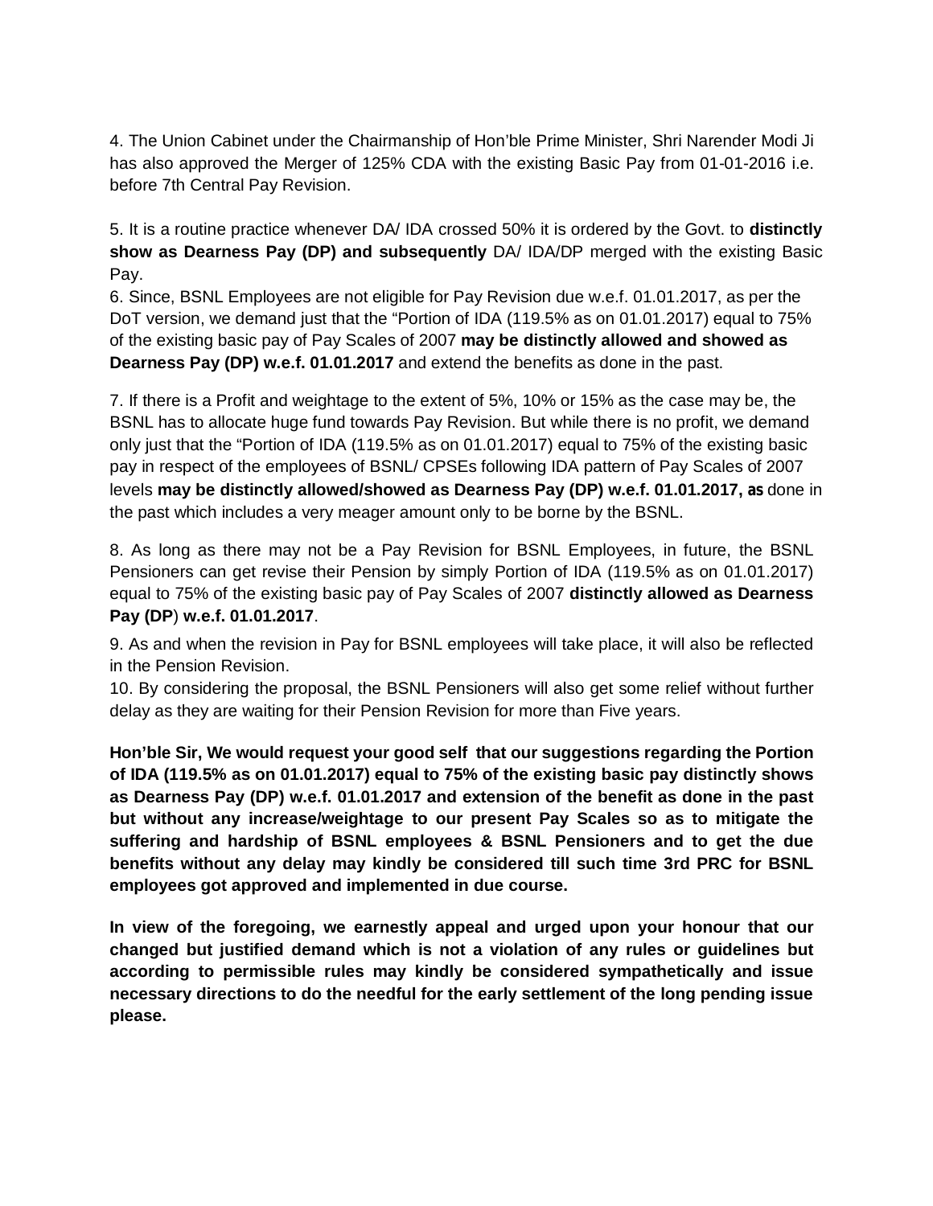4. The Union Cabinet under the Chairmanship of Hon'ble Prime Minister, Shri Narender Modi Ji has also approved the Merger of 125% CDA with the existing Basic Pay from 01-01-2016 i.e. before 7th Central Pay Revision.

5. It is a routine practice whenever DA/ IDA crossed 50% it is ordered by the Govt. to **distinctly show as Dearness Pay (DP) and subsequently** DA/ IDA/DP merged with the existing Basic Pay.

6. Since, BSNL Employees are not eligible for Pay Revision due w.e.f. 01.01.2017, as per the DoT version, we demand just that the "Portion of IDA (119.5% as on 01.01.2017) equal to 75% of the existing basic pay of Pay Scales of 2007 **may be distinctly allowed and showed as Dearness Pay (DP) w.e.f. 01.01.2017** and extend the benefits as done in the past.

7. If there is a Profit and weightage to the extent of 5%, 10% or 15% as the case may be, the BSNL has to allocate huge fund towards Pay Revision. But while there is no profit, we demand only just that the "Portion of IDA (119.5% as on 01.01.2017) equal to 75% of the existing basic pay in respect of the employees of BSNL/ CPSEs following IDA pattern of Pay Scales of 2007 levels **may be distinctly allowed/showed as Dearness Pay (DP) w.e.f. 01.01.2017, as** done in the past which includes a very meager amount only to be borne by the BSNL.

8. As long as there may not be a Pay Revision for BSNL Employees, in future, the BSNL Pensioners can get revise their Pension by simply Portion of IDA (119.5% as on 01.01.2017) equal to 75% of the existing basic pay of Pay Scales of 2007 **distinctly allowed as Dearness Pay (DP) w.e.f. 01.01.2017**.

9. As and when the revision in Pay for BSNL employees will take place, it will also be reflected in the Pension Revision.

10. By considering the proposal, the BSNL Pensioners will also get some relief without further delay as they are waiting for their Pension Revision for more than Five years.

**Hon'ble Sir, We would request your good self that our suggestions regarding the Portion of IDA (119.5% as on 01.01.2017) equal to 75% of the existing basic pay distinctly shows as Dearness Pay (DP) w.e.f. 01.01.2017 and extension of the benefit as done in the past but without any increase/weightage to our present Pay Scales so as to mitigate the suffering and hardship of BSNL employees & BSNL Pensioners and to get the due benefits without any delay may kindly be considered till such time 3rd PRC for BSNL employees got approved and implemented in due course.**

**In view of the foregoing, we earnestly appeal and urged upon your honour that our changed but justified demand which is not a violation of any rules or guidelines but according to permissible rules may kindly be considered sympathetically and issue necessary directions to do the needful for the early settlement of the long pending issue please.**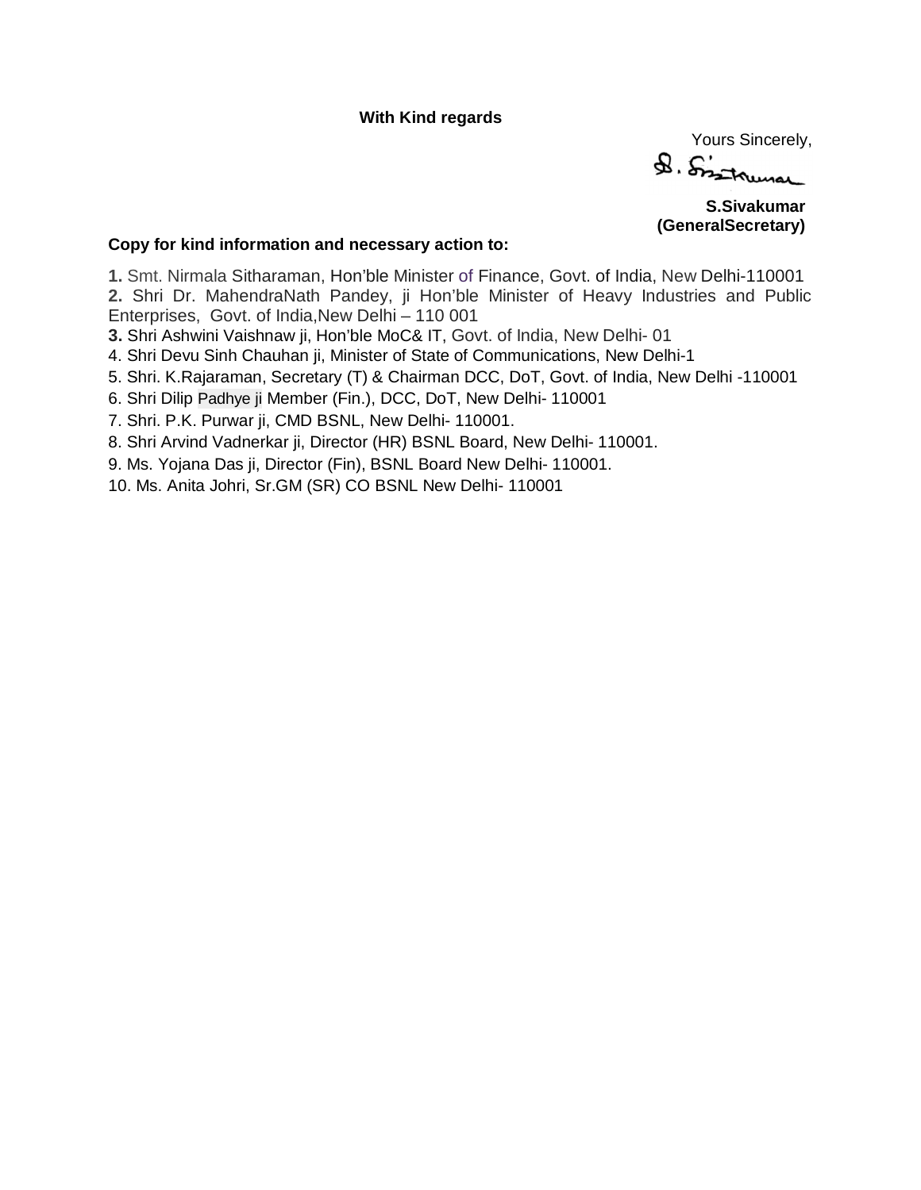**With Kind regards**

Yours Sincerely,

**S.Sivakumar**
**(GeneralSecretary)**

**Copy for kind information and necessary action to:**

**1.** Smt. Nirmala Sitharaman, Hon'ble Minister of Finance, Govt. of India, New Delhi-110001
**2.** Shri Dr. MahendraNath Pandey, ji Hon'ble Minister of Heavy Industries and Public Enterprises, Govt. of India,New Delhi – 110 001
**3.** Shri Ashwini Vaishnaw ji, Hon'ble MoC& IT, Govt. of India, New Delhi- 01
4. Shri Devu Sinh Chauhan ji, Minister of State of Communications, New Delhi-1
5. Shri. K.Rajaraman, Secretary (T) & Chairman DCC, DoT, Govt. of India, New Delhi -110001
6. Shri Dilip Padhye ji Member (Fin.), DCC, DoT, New Delhi- 110001
7. Shri. P.K. Purwar ji, CMD BSNL, New Delhi- 110001.
8. Shri Arvind Vadnerkar ji, Director (HR) BSNL Board, New Delhi- 110001.
9. Ms. Yojana Das ji, Director (Fin), BSNL Board New Delhi- 110001.
10. Ms. Anita Johri, Sr.GM (SR) CO BSNL New Delhi- 110001